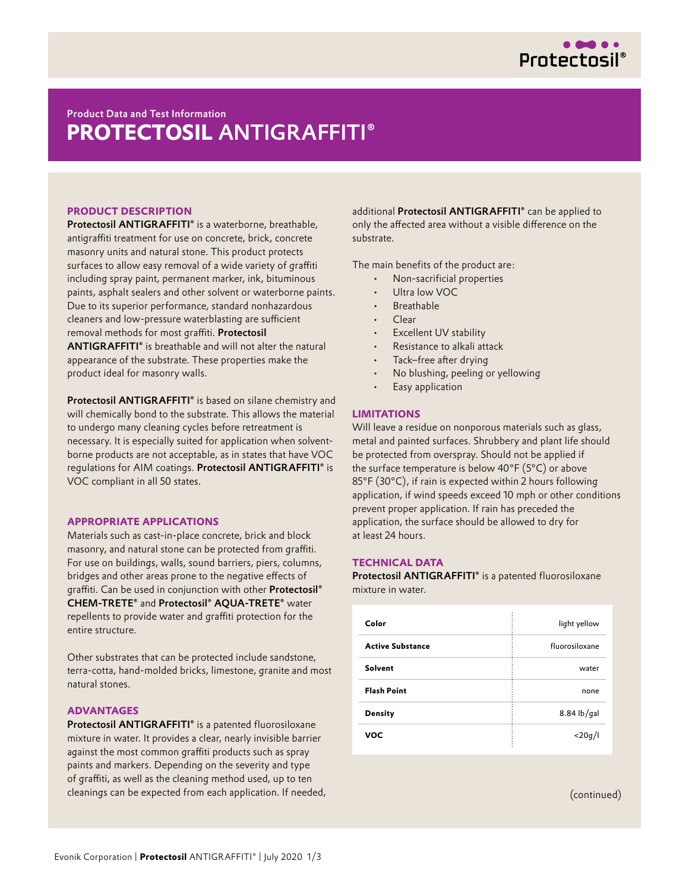Product Data and Test Information

# PROTECTOSIL ANTIGRAFFITI®

## PRODUCT DESCRIPTION

**Protectosil ANTIGRAFFITI®** is a waterborne, breathable, antigraffiti treatment for use on concrete, brick, concrete masonry units and natural stone. This product protects surfaces to allow easy removal of a wide variety of graffiti including spray paint, permanent marker, ink, bituminous paints, asphalt sealers and other solvent or waterborne paints. Due to its superior performance, standard nonhazardous cleaners and low-pressure waterblasting are sufficient removal methods for most graffiti. **Protectosil ANTIGRAFFITI®** is breathable and will not alter the natural appearance of the substrate. These properties make the product ideal for masonry walls.

**Protectosil ANTIGRAFFITI®** is based on silane chemistry and will chemically bond to the substrate. This allows the material to undergo many cleaning cycles before retreatment is necessary. It is especially suited for application when solvent-borne products are not acceptable, as in states that have VOC regulations for AIM coatings. **Protectosil ANTIGRAFFITI®** is VOC compliant in all 50 states.

## APPROPRIATE APPLICATIONS

Materials such as cast-in-place concrete, brick and block masonry, and natural stone can be protected from graffiti. For use on buildings, walls, sound barriers, piers, columns, bridges and other areas prone to the negative effects of graffiti. Can be used in conjunction with other **Protectosil® CHEM-TRETE®** and **Protectosil® AQUA-TRETE®** water repellents to provide water and graffiti protection for the entire structure.

Other substrates that can be protected include sandstone, terra-cotta, hand-molded bricks, limestone, granite and most natural stones.

## ADVANTAGES

**Protectosil ANTIGRAFFITI®** is a patented fluorosiloxane mixture in water. It provides a clear, nearly invisible barrier against the most common graffiti products such as spray paints and markers. Depending on the severity and type of graffiti, as well as the cleaning method used, up to ten cleanings can be expected from each application. If needed, additional **Protectosil ANTIGRAFFITI®** can be applied to only the affected area without a visible difference on the substrate.

The main benefits of the product are:

- Non-sacrificial properties
- Ultra low VOC
- Breathable
- Clear
- Excellent UV stability
- Resistance to alkali attack
- Tack–free after drying
- No blushing, peeling or yellowing
- Easy application

## LIMITATIONS

Will leave a residue on nonporous materials such as glass, metal and painted surfaces. Shrubbery and plant life should be protected from overspray. Should not be applied if the surface temperature is below 40°F (5°C) or above 85°F (30°C), if rain is expected within 2 hours following application, if wind speeds exceed 10 mph or other conditions prevent proper application. If rain has preceded the application, the surface should be allowed to dry for at least 24 hours.

## TECHNICAL DATA

**Protectosil ANTIGRAFFITI®** is a patented fluorosiloxane mixture in water.

| | |
|---|---|
| **Color** | light yellow |
| **Active Substance** | fluorosiloxane |
| **Solvent** | water |
| **Flash Point** | none |
| **Density** | 8.84 lb/gal |
| **VOC** | <20g/l |

(continued)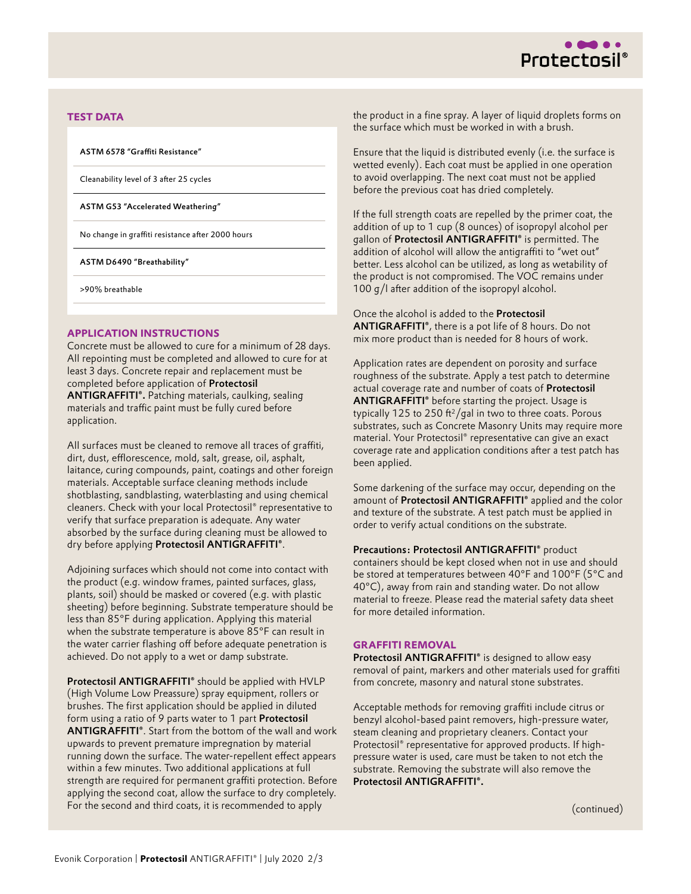## TEST DATA

| ASTM 6578 "Graffiti Resistance" |
|---|
| Cleanability level of 3 after 25 cycles |
| **ASTM G53 "Accelerated Weathering"** |
| No change in graffiti resistance after 2000 hours |
| **ASTM D6490 "Breathability"** |
| >90% breathable |

## APPLICATION INSTRUCTIONS

Concrete must be allowed to cure for a minimum of 28 days. All repointing must be completed and allowed to cure for at least 3 days. Concrete repair and replacement must be completed before application of **Protectosil ANTIGRAFFITI®.** Patching materials, caulking, sealing materials and traffic paint must be fully cured before application.

All surfaces must be cleaned to remove all traces of graffiti, dirt, dust, efflorescence, mold, salt, grease, oil, asphalt, laitance, curing compounds, paint, coatings and other foreign materials. Acceptable surface cleaning methods include shotblasting, sandblasting, waterblasting and using chemical cleaners. Check with your local Protectosil® representative to verify that surface preparation is adequate. Any water absorbed by the surface during cleaning must be allowed to dry before applying **Protectosil ANTIGRAFFITI®**.

Adjoining surfaces which should not come into contact with the product (e.g. window frames, painted surfaces, glass, plants, soil) should be masked or covered (e.g. with plastic sheeting) before beginning. Substrate temperature should be less than 85°F during application. Applying this material when the substrate temperature is above 85°F can result in the water carrier flashing off before adequate penetration is achieved. Do not apply to a wet or damp substrate.

**Protectosil ANTIGRAFFITI®** should be applied with HVLP (High Volume Low Preassure) spray equipment, rollers or brushes. The first application should be applied in diluted form using a ratio of 9 parts water to 1 part **Protectosil ANTIGRAFFITI®**. Start from the bottom of the wall and work upwards to prevent premature impregnation by material running down the surface. The water-repellent effect appears within a few minutes. Two additional applications at full strength are required for permanent graffiti protection. Before applying the second coat, allow the surface to dry completely. For the second and third coats, it is recommended to apply the product in a fine spray. A layer of liquid droplets forms on the surface which must be worked in with a brush.

Ensure that the liquid is distributed evenly (i.e. the surface is wetted evenly). Each coat must be applied in one operation to avoid overlapping. The next coat must not be applied before the previous coat has dried completely.

If the full strength coats are repelled by the primer coat, the addition of up to 1 cup (8 ounces) of isopropyl alcohol per gallon of **Protectosil ANTIGRAFFITI®** is permitted. The addition of alcohol will allow the antigraffiti to "wet out" better. Less alcohol can be utilized, as long as wetability of the product is not compromised. The VOC remains under 100 g/l after addition of the isopropyl alcohol.

Once the alcohol is added to the **Protectosil ANTIGRAFFITI®**, there is a pot life of 8 hours. Do not mix more product than is needed for 8 hours of work.

Application rates are dependent on porosity and surface roughness of the substrate. Apply a test patch to determine actual coverage rate and number of coats of **Protectosil ANTIGRAFFITI®** before starting the project. Usage is typically 125 to 250 ft$^2$/gal in two to three coats. Porous substrates, such as Concrete Masonry Units may require more material. Your Protectosil® representative can give an exact coverage rate and application conditions after a test patch has been applied.

Some darkening of the surface may occur, depending on the amount of **Protectosil ANTIGRAFFITI®** applied and the color and texture of the substrate. A test patch must be applied in order to verify actual conditions on the substrate.

**Precautions: Protectosil ANTIGRAFFITI®** product containers should be kept closed when not in use and should be stored at temperatures between 40°F and 100°F (5°C and 40°C), away from rain and standing water. Do not allow material to freeze. Please read the material safety data sheet for more detailed information.

## GRAFFITI REMOVAL

**Protectosil ANTIGRAFFITI®** is designed to allow easy removal of paint, markers and other materials used for graffiti from concrete, masonry and natural stone substrates.

Acceptable methods for removing graffiti include citrus or benzyl alcohol-based paint removers, high-pressure water, steam cleaning and proprietary cleaners. Contact your Protectosil® representative for approved products. If high-pressure water is used, care must be taken to not etch the substrate. Removing the substrate will also remove the **Protectosil ANTIGRAFFITI®.**

(continued)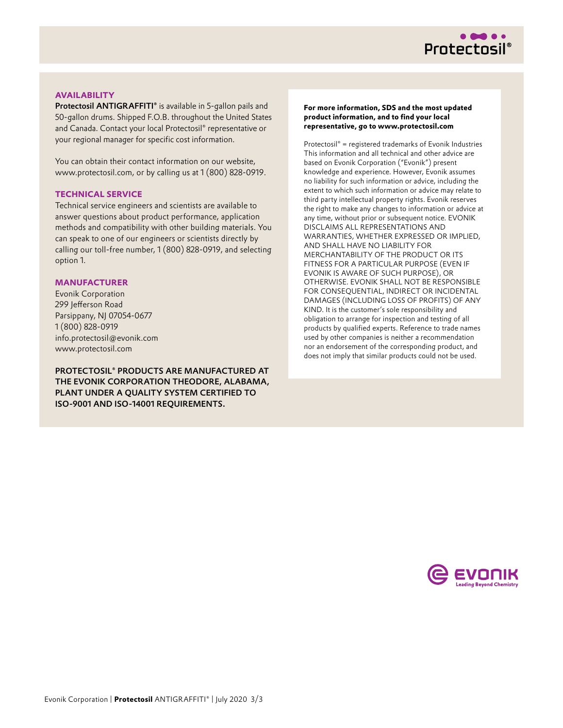## AVAILABILITY

**Protectosil ANTIGRAFFITI®** is available in 5-gallon pails and 50-gallon drums. Shipped F.O.B. throughout the United States and Canada. Contact your local Protectosil® representative or your regional manager for specific cost information.

You can obtain their contact information on our website, www.protectosil.com, or by calling us at 1 (800) 828-0919.

## TECHNICAL SERVICE

Technical service engineers and scientists are available to answer questions about product performance, application methods and compatibility with other building materials. You can speak to one of our engineers or scientists directly by calling our toll-free number, 1 (800) 828-0919, and selecting option 1.

## MANUFACTURER

Evonik Corporation
299 Jefferson Road
Parsippany, NJ 07054-0677
1 (800) 828-0919
info.protectosil@evonik.com
www.protectosil.com

**PROTECTOSIL® PRODUCTS ARE MANUFACTURED AT THE EVONIK CORPORATION THEODORE, ALABAMA, PLANT UNDER A QUALITY SYSTEM CERTIFIED TO ISO-9001 AND ISO-14001 REQUIREMENTS.**

**For more information, SDS and the most updated product information, and to find your local representative, go to www.protectosil.com**

Protectosil® = registered trademarks of Evonik Industries
This information and all technical and other advice are based on Evonik Corporation ("Evonik") present knowledge and experience. However, Evonik assumes no liability for such information or advice, including the extent to which such information or advice may relate to third party intellectual property rights. Evonik reserves the right to make any changes to information or advice at any time, without prior or subsequent notice. EVONIK DISCLAIMS ALL REPRESENTATIONS AND WARRANTIES, WHETHER EXPRESSED OR IMPLIED, AND SHALL HAVE NO LIABILITY FOR MERCHANTABILITY OF THE PRODUCT OR ITS FITNESS FOR A PARTICULAR PURPOSE (EVEN IF EVONIK IS AWARE OF SUCH PURPOSE), OR OTHERWISE. EVONIK SHALL NOT BE RESPONSIBLE FOR CONSEQUENTIAL, INDIRECT OR INCIDENTAL DAMAGES (INCLUDING LOSS OF PROFITS) OF ANY KIND. It is the customer's sole responsibility and obligation to arrange for inspection and testing of all products by qualified experts. Reference to trade names used by other companies is neither a recommendation nor an endorsement of the corresponding product, and does not imply that similar products could not be used.